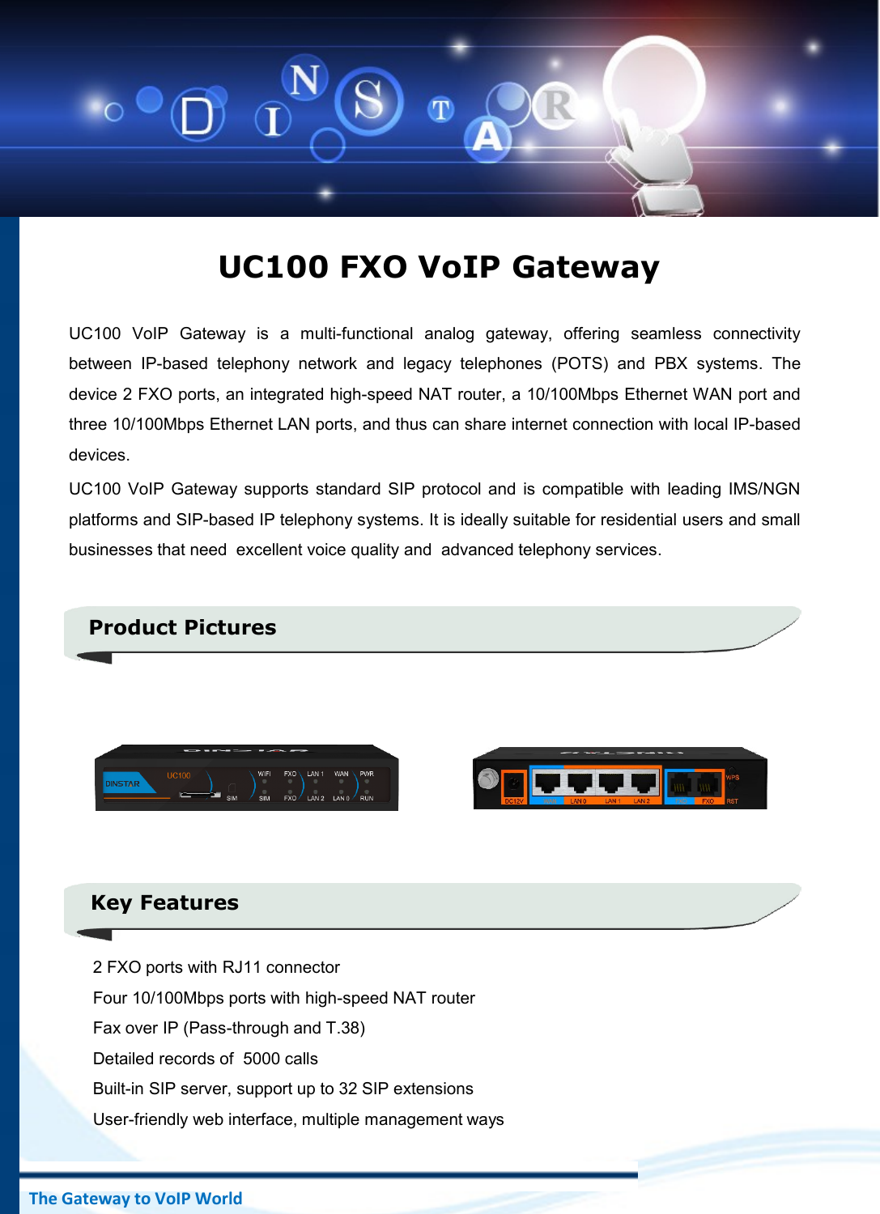# UC100 FXO VoIP Gateway

UC100 VoIP Gateway is a multi-functional analog gateway, offering seamless connectivity between IP-based telephony network and legacy telephones (POTS) and PBX systems. The device 2 FXO ports, an integrated high-speed NAT router, a 10/100Mbps Ethernet WAN port and three 10/100Mbps Ethernet LAN ports, and thus can share internet connection with local IP-based devices.

UC100 VoIP Gateway supports standard SIP protocol and is compatible with leading IMS/NGN platforms and SIP-based IP telephony systems. It is ideally suitable for residential users and small businesses that need excellent voice quality and advanced telephony services.

## Product Pictures

## Key Features

- 2 FXO ports with RJ11 connector
- Four 10/100Mbps ports with high-speed NAT router
- Fax over IP (Pass-through and T.38)
- Detailed records of 5000 calls
- Built-in SIP server, support up to 32 SIP extensions
- User-friendly web interface, multiple management ways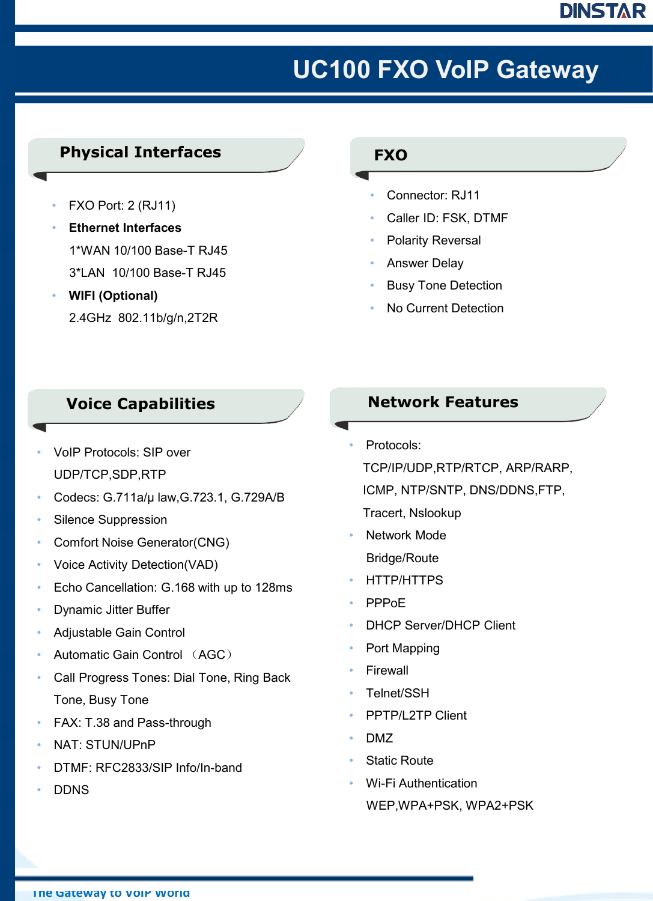# UC100 FXO VoIP Gateway

## Physical Interfaces

- FXO Port: 2 (RJ11)
- **Ethernet Interfaces**
  1*WAN 10/100 Base-T RJ45
  3*LAN 10/100 Base-T RJ45
- **WIFI (Optional)**
  2.4GHz 802.11b/g/n,2T2R

## FXO

- Connector: RJ11
- Caller ID: FSK, DTMF
- Polarity Reversal
- Answer Delay
- Busy Tone Detection
- No Current Detection

## Voice Capabilities

- VoIP Protocols: SIP over UDP/TCP,SDP,RTP
- Codecs: G.711a/μ law,G.723.1, G.729A/B
- Silence Suppression
- Comfort Noise Generator(CNG)
- Voice Activity Detection(VAD)
- Echo Cancellation: G.168 with up to 128ms
- Dynamic Jitter Buffer
- Adjustable Gain Control
- Automatic Gain Control （AGC）
- Call Progress Tones: Dial Tone, Ring Back Tone, Busy Tone
- FAX: T.38 and Pass-through
- NAT: STUN/UPnP
- DTMF: RFC2833/SIP Info/In-band
- DDNS

## Network Features

- Protocols:
  TCP/IP/UDP,RTP/RTCP, ARP/RARP, ICMP, NTP/SNTP, DNS/DDNS,FTP, Tracert, Nslookup
- Network Mode
  Bridge/Route
- HTTP/HTTPS
- PPPoE
- DHCP Server/DHCP Client
- Port Mapping
- Firewall
- Telnet/SSH
- PPTP/L2TP Client
- DMZ
- Static Route
- Wi-Fi Authentication
  WEP,WPA+PSK, WPA2+PSK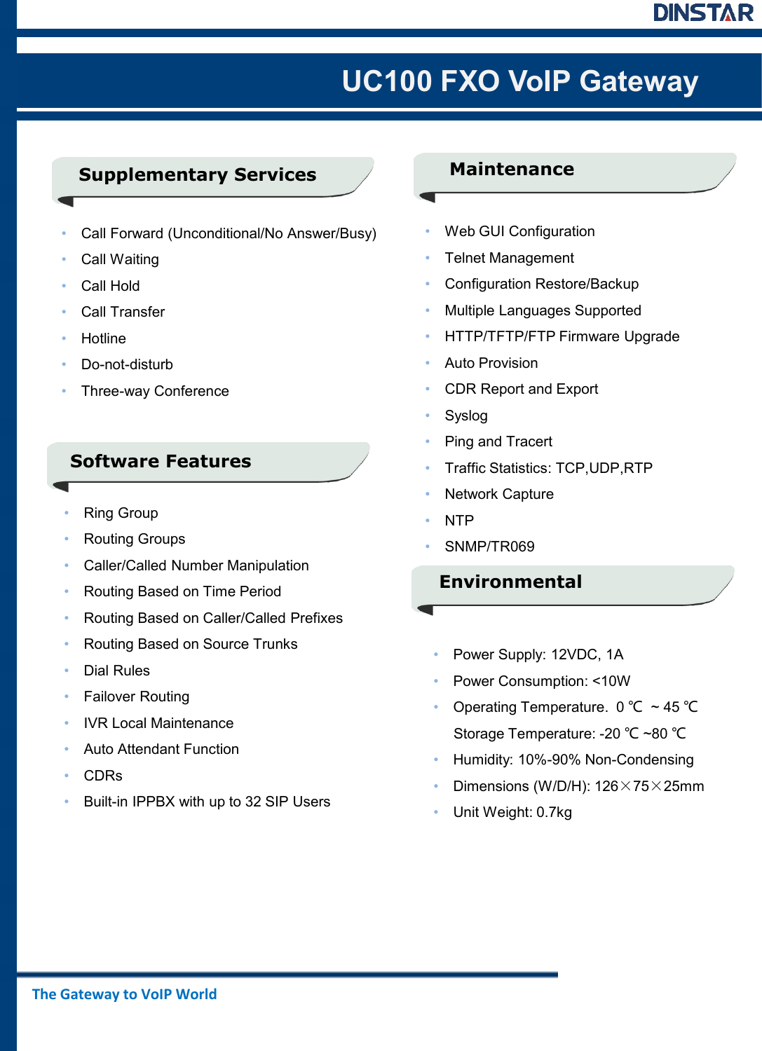# UC100 FXO VoIP Gateway

## Supplementary Services

- Call Forward (Unconditional/No Answer/Busy)
- Call Waiting
- Call Hold
- Call Transfer
- Hotline
- Do-not-disturb
- Three-way Conference

## Software Features

- Ring Group
- Routing Groups
- Caller/Called Number Manipulation
- Routing Based on Time Period
- Routing Based on Caller/Called Prefixes
- Routing Based on Source Trunks
- Dial Rules
- Failover Routing
- IVR Local Maintenance
- Auto Attendant Function
- CDRs
- Built-in IPPBX with up to 32 SIP Users

## Maintenance

- Web GUI Configuration
- Telnet Management
- Configuration Restore/Backup
- Multiple Languages Supported
- HTTP/TFTP/FTP Firmware Upgrade
- Auto Provision
- CDR Report and Export
- Syslog
- Ping and Tracert
- Traffic Statistics: TCP,UDP,RTP
- Network Capture
- NTP
- SNMP/TR069

## Environmental

- Power Supply: 12VDC, 1A
- Power Consumption: <10W
- Operating Temperature. 0 ℃ ~ 45 ℃
  Storage Temperature: -20 ℃ ~80 ℃
- Humidity: 10%-90% Non-Condensing
- Dimensions (W/D/H): 126×75×25mm
- Unit Weight: 0.7kg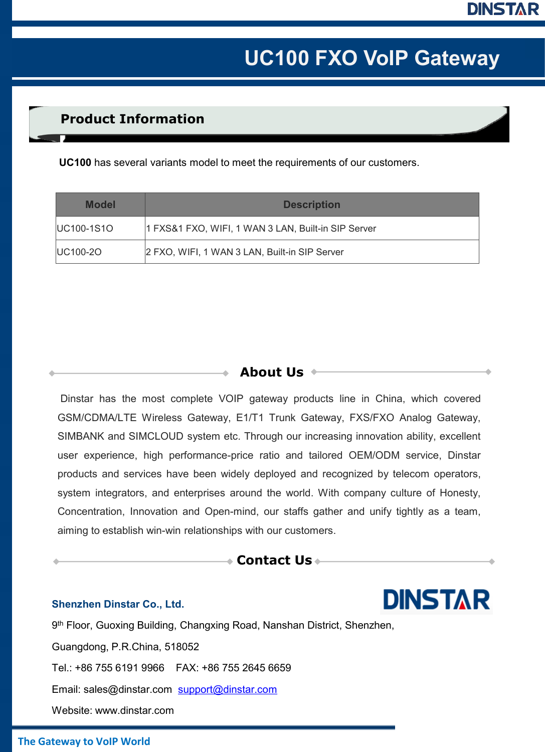## Product Information

**UC100** has several variants model to meet the requirements of our customers.

| Model | Description |
|---|---|
| UC100-1S1O | 1 FXS&1 FXO, WIFI, 1 WAN 3 LAN, Built-in SIP Server |
| UC100-2O | 2 FXO, WIFI, 1 WAN 3 LAN, Built-in SIP Server |

## About Us

Dinstar has the most complete VOIP gateway products line in China, which covered GSM/CDMA/LTE Wireless Gateway, E1/T1 Trunk Gateway, FXS/FXO Analog Gateway, SIMBANK and SIMCLOUD system etc. Through our increasing innovation ability, excellent user experience, high performance-price ratio and tailored OEM/ODM service, Dinstar products and services have been widely deployed and recognized by telecom operators, system integrators, and enterprises around the world. With company culture of Honesty, Concentration, Innovation and Open-mind, our staffs gather and unify tightly as a team, aiming to establish win-win relationships with our customers.

## Contact Us

**Shenzhen Dinstar Co., Ltd.**

9th Floor, Guoxing Building, Changxing Road, Nanshan District, Shenzhen, Guangdong, P.R.China, 518052

Tel.: +86 755 6191 9966 FAX: +86 755 2645 6659

Email: sales@dinstar.com support@dinstar.com

Website: www.dinstar.com